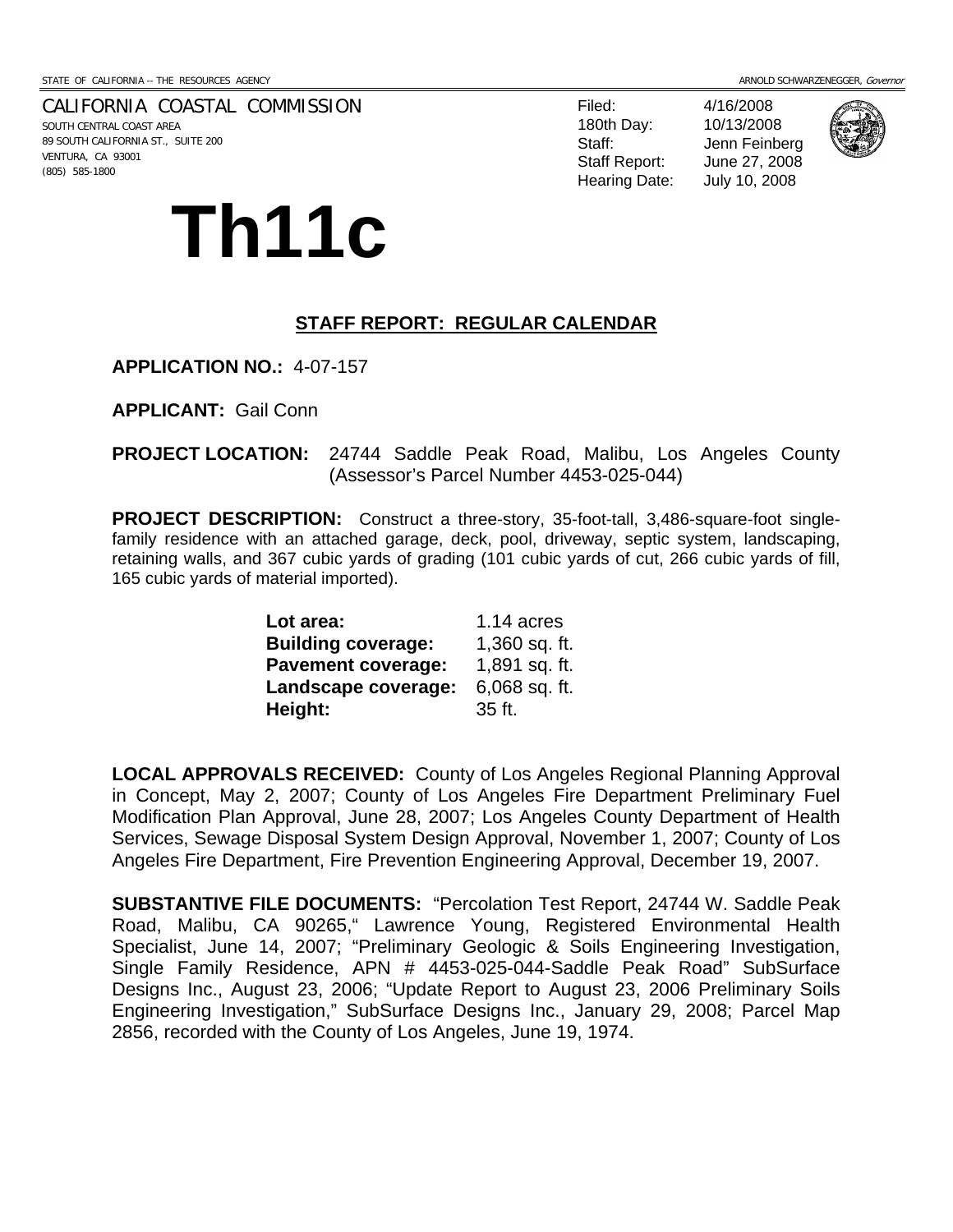STATE OF CALIFORNIA -- THE RESOURCES AGENCY

ARNOLD SCHWARZENEGGER, *Governor*

CALIFORNIA COASTAL COMMISSION
SOUTH CENTRAL COAST AREA
89 SOUTH CALIFORNIA ST., SUITE 200
VENTURA, CA 93001
(805) 585-1800

Filed: 4/16/2008
180th Day: 10/13/2008
Staff: Jenn Feinberg
Staff Report: June 27, 2008
Hearing Date: July 10, 2008

# Th11c

## STAFF REPORT: REGULAR CALENDAR

**APPLICATION NO.:** 4-07-157

**APPLICANT:** Gail Conn

**PROJECT LOCATION:** 24744 Saddle Peak Road, Malibu, Los Angeles County (Assessor's Parcel Number 4453-025-044)

**PROJECT DESCRIPTION:** Construct a three-story, 35-foot-tall, 3,486-square-foot single-family residence with an attached garage, deck, pool, driveway, septic system, landscaping, retaining walls, and 367 cubic yards of grading (101 cubic yards of cut, 266 cubic yards of fill, 165 cubic yards of material imported).

| | |
|---|---|
| **Lot area:** | 1.14 acres |
| **Building coverage:** | 1,360 sq. ft. |
| **Pavement coverage:** | 1,891 sq. ft. |
| **Landscape coverage:** | 6,068 sq. ft. |
| **Height:** | 35 ft. |

**LOCAL APPROVALS RECEIVED:** County of Los Angeles Regional Planning Approval in Concept, May 2, 2007; County of Los Angeles Fire Department Preliminary Fuel Modification Plan Approval, June 28, 2007; Los Angeles County Department of Health Services, Sewage Disposal System Design Approval, November 1, 2007; County of Los Angeles Fire Department, Fire Prevention Engineering Approval, December 19, 2007.

**SUBSTANTIVE FILE DOCUMENTS:** "Percolation Test Report, 24744 W. Saddle Peak Road, Malibu, CA 90265," Lawrence Young, Registered Environmental Health Specialist, June 14, 2007; "Preliminary Geologic & Soils Engineering Investigation, Single Family Residence, APN # 4453-025-044-Saddle Peak Road" SubSurface Designs Inc., August 23, 2006; "Update Report to August 23, 2006 Preliminary Soils Engineering Investigation," SubSurface Designs Inc., January 29, 2008; Parcel Map 2856, recorded with the County of Los Angeles, June 19, 1974.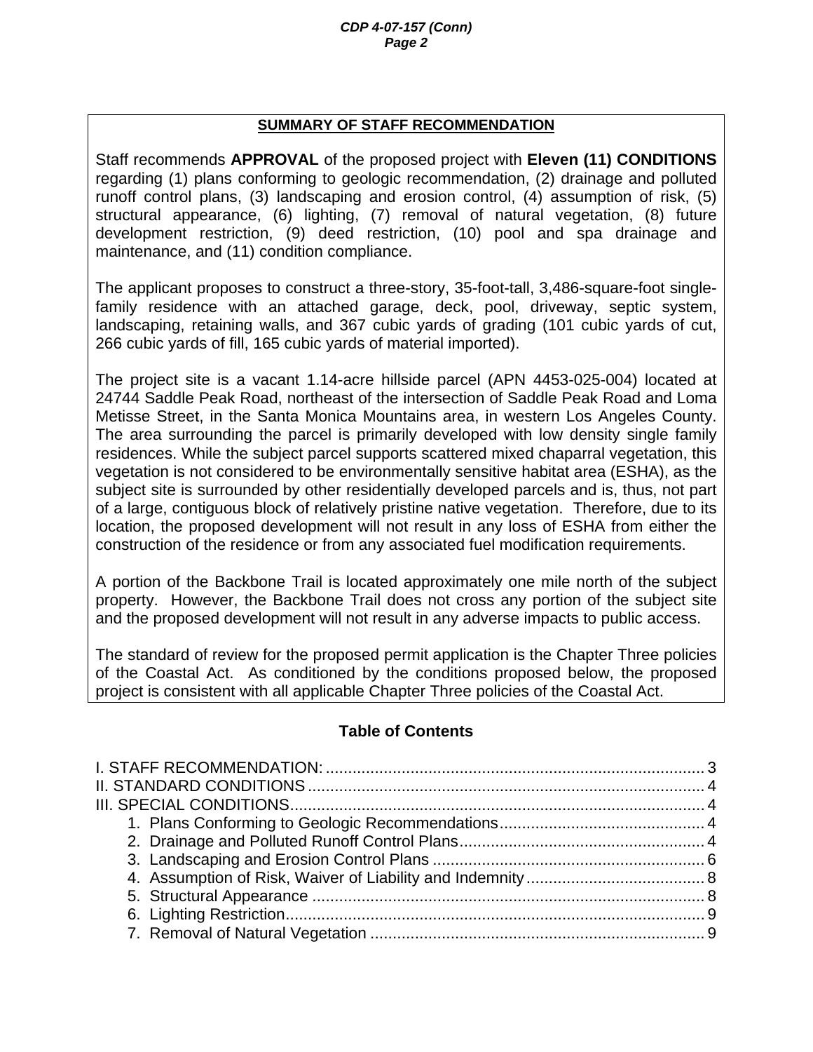## SUMMARY OF STAFF RECOMMENDATION

Staff recommends **APPROVAL** of the proposed project with **Eleven (11) CONDITIONS** regarding (1) plans conforming to geologic recommendation, (2) drainage and polluted runoff control plans, (3) landscaping and erosion control, (4) assumption of risk, (5) structural appearance, (6) lighting, (7) removal of natural vegetation, (8) future development restriction, (9) deed restriction, (10) pool and spa drainage and maintenance, and (11) condition compliance.

The applicant proposes to construct a three-story, 35-foot-tall, 3,486-square-foot single-family residence with an attached garage, deck, pool, driveway, septic system, landscaping, retaining walls, and 367 cubic yards of grading (101 cubic yards of cut, 266 cubic yards of fill, 165 cubic yards of material imported).

The project site is a vacant 1.14-acre hillside parcel (APN 4453-025-004) located at 24744 Saddle Peak Road, northeast of the intersection of Saddle Peak Road and Loma Metisse Street, in the Santa Monica Mountains area, in western Los Angeles County. The area surrounding the parcel is primarily developed with low density single family residences. While the subject parcel supports scattered mixed chaparral vegetation, this vegetation is not considered to be environmentally sensitive habitat area (ESHA), as the subject site is surrounded by other residentially developed parcels and is, thus, not part of a large, contiguous block of relatively pristine native vegetation. Therefore, due to its location, the proposed development will not result in any loss of ESHA from either the construction of the residence or from any associated fuel modification requirements.

A portion of the Backbone Trail is located approximately one mile north of the subject property. However, the Backbone Trail does not cross any portion of the subject site and the proposed development will not result in any adverse impacts to public access.

The standard of review for the proposed permit application is the Chapter Three policies of the Coastal Act. As conditioned by the conditions proposed below, the proposed project is consistent with all applicable Chapter Three policies of the Coastal Act.

### Table of Contents

I. STAFF RECOMMENDATION: ..... 3
II. STANDARD CONDITIONS ..... 4
III. SPECIAL CONDITIONS..... 4
 1. Plans Conforming to Geologic Recommendations ..... 4
 2. Drainage and Polluted Runoff Control Plans ..... 4
 3. Landscaping and Erosion Control Plans ..... 6
 4. Assumption of Risk, Waiver of Liability and Indemnity ..... 8
 5. Structural Appearance ..... 8
 6. Lighting Restriction ..... 9
 7. Removal of Natural Vegetation ..... 9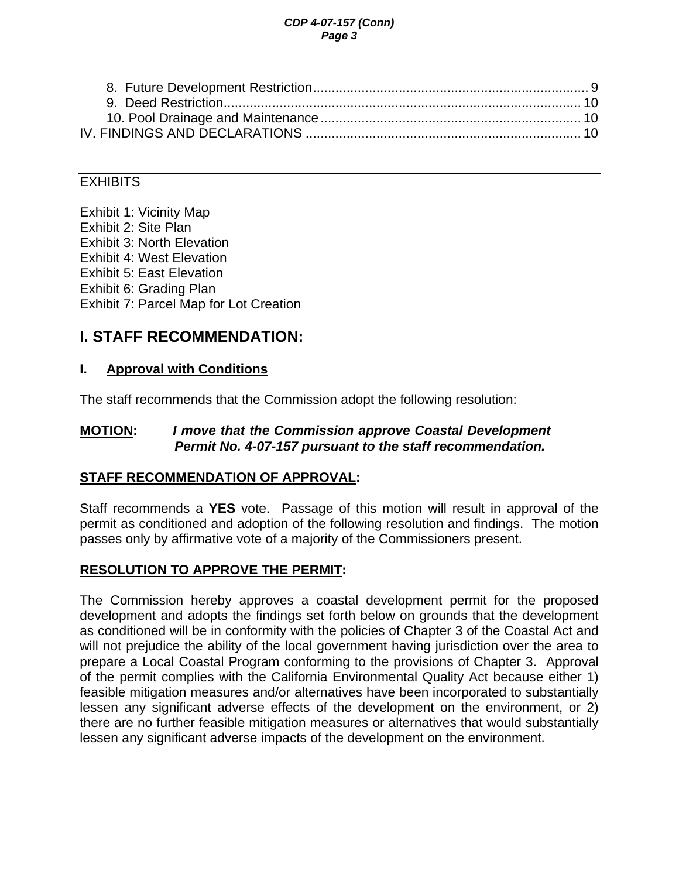8. Future Development Restriction.......................................................................... 9
9. Deed Restriction................................................................................................ 10
10. Pool Drainage and Maintenance...................................................................... 10

IV. FINDINGS AND DECLARATIONS ......................................................................... 10

---

EXHIBITS

Exhibit 1: Vicinity Map
Exhibit 2: Site Plan
Exhibit 3: North Elevation
Exhibit 4: West Elevation
Exhibit 5: East Elevation
Exhibit 6: Grading Plan
Exhibit 7: Parcel Map for Lot Creation

# I. STAFF RECOMMENDATION:

## I. Approval with Conditions

The staff recommends that the Commission adopt the following resolution:

**MOTION:** ***I move that the Commission approve Coastal Development Permit No. 4-07-157 pursuant to the staff recommendation.***

**STAFF RECOMMENDATION OF APPROVAL:**

Staff recommends a **YES** vote. Passage of this motion will result in approval of the permit as conditioned and adoption of the following resolution and findings. The motion passes only by affirmative vote of a majority of the Commissioners present.

**RESOLUTION TO APPROVE THE PERMIT:**

The Commission hereby approves a coastal development permit for the proposed development and adopts the findings set forth below on grounds that the development as conditioned will be in conformity with the policies of Chapter 3 of the Coastal Act and will not prejudice the ability of the local government having jurisdiction over the area to prepare a Local Coastal Program conforming to the provisions of Chapter 3. Approval of the permit complies with the California Environmental Quality Act because either 1) feasible mitigation measures and/or alternatives have been incorporated to substantially lessen any significant adverse effects of the development on the environment, or 2) there are no further feasible mitigation measures or alternatives that would substantially lessen any significant adverse impacts of the development on the environment.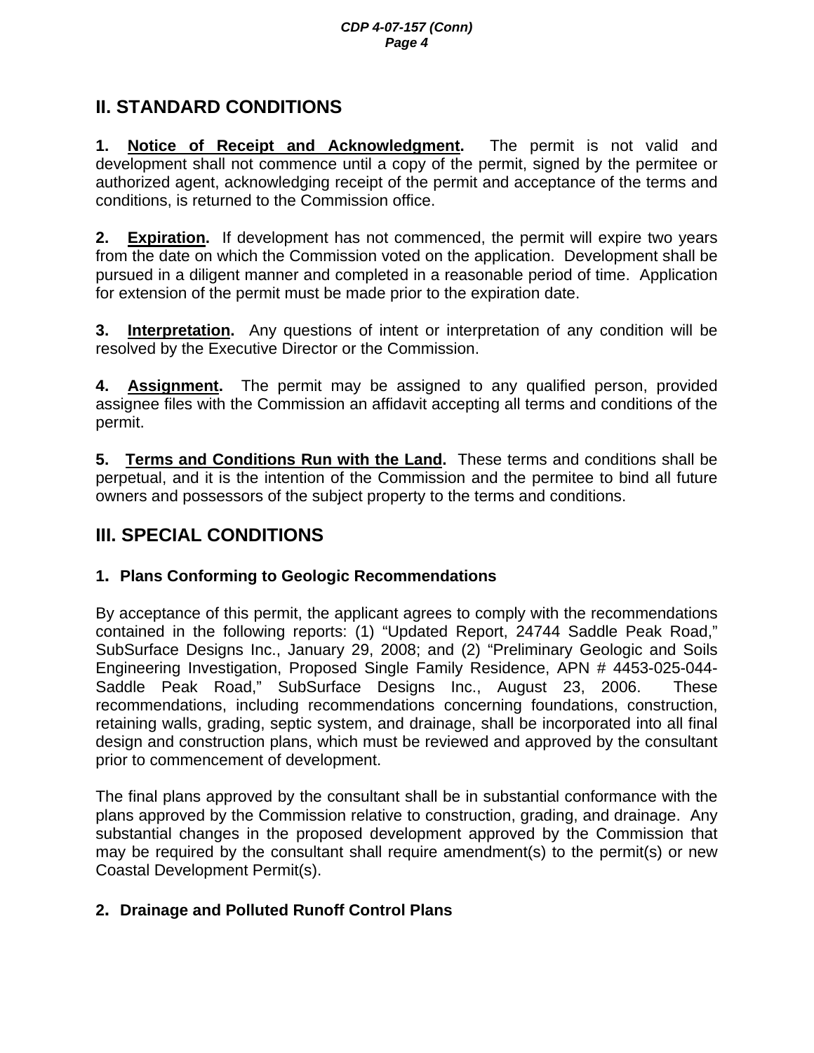## II. STANDARD CONDITIONS

**1. Notice of Receipt and Acknowledgment.** The permit is not valid and development shall not commence until a copy of the permit, signed by the permitee or authorized agent, acknowledging receipt of the permit and acceptance of the terms and conditions, is returned to the Commission office.

**2. Expiration.** If development has not commenced, the permit will expire two years from the date on which the Commission voted on the application. Development shall be pursued in a diligent manner and completed in a reasonable period of time. Application for extension of the permit must be made prior to the expiration date.

**3. Interpretation.** Any questions of intent or interpretation of any condition will be resolved by the Executive Director or the Commission.

**4. Assignment.** The permit may be assigned to any qualified person, provided assignee files with the Commission an affidavit accepting all terms and conditions of the permit.

**5. Terms and Conditions Run with the Land.** These terms and conditions shall be perpetual, and it is the intention of the Commission and the permitee to bind all future owners and possessors of the subject property to the terms and conditions.

## III. SPECIAL CONDITIONS

### 1. Plans Conforming to Geologic Recommendations

By acceptance of this permit, the applicant agrees to comply with the recommendations contained in the following reports: (1) "Updated Report, 24744 Saddle Peak Road," SubSurface Designs Inc., January 29, 2008; and (2) "Preliminary Geologic and Soils Engineering Investigation, Proposed Single Family Residence, APN # 4453-025-044-Saddle Peak Road," SubSurface Designs Inc., August 23, 2006. These recommendations, including recommendations concerning foundations, construction, retaining walls, grading, septic system, and drainage, shall be incorporated into all final design and construction plans, which must be reviewed and approved by the consultant prior to commencement of development.

The final plans approved by the consultant shall be in substantial conformance with the plans approved by the Commission relative to construction, grading, and drainage. Any substantial changes in the proposed development approved by the Commission that may be required by the consultant shall require amendment(s) to the permit(s) or new Coastal Development Permit(s).

### 2. Drainage and Polluted Runoff Control Plans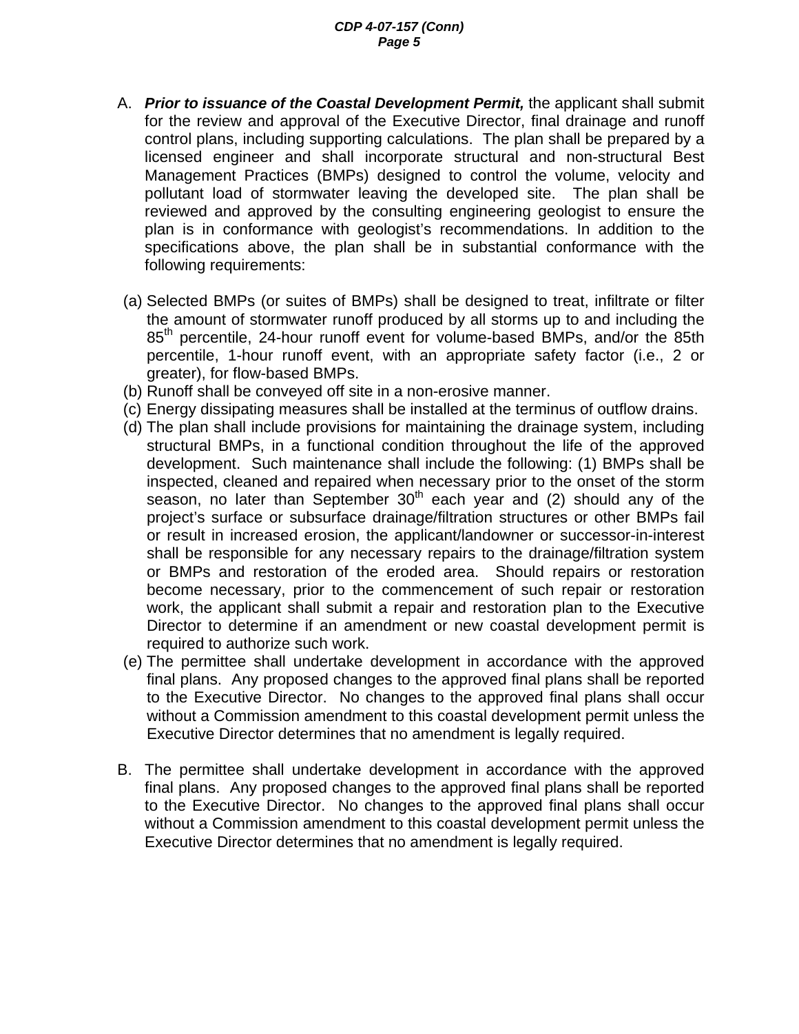A. ***Prior to issuance of the Coastal Development Permit,*** the applicant shall submit for the review and approval of the Executive Director, final drainage and runoff control plans, including supporting calculations. The plan shall be prepared by a licensed engineer and shall incorporate structural and non-structural Best Management Practices (BMPs) designed to control the volume, velocity and pollutant load of stormwater leaving the developed site. The plan shall be reviewed and approved by the consulting engineering geologist to ensure the plan is in conformance with geologist's recommendations. In addition to the specifications above, the plan shall be in substantial conformance with the following requirements:

(a) Selected BMPs (or suites of BMPs) shall be designed to treat, infiltrate or filter the amount of stormwater runoff produced by all storms up to and including the 85$^{th}$ percentile, 24-hour runoff event for volume-based BMPs, and/or the 85th percentile, 1-hour runoff event, with an appropriate safety factor (i.e., 2 or greater), for flow-based BMPs.

(b) Runoff shall be conveyed off site in a non-erosive manner.

(c) Energy dissipating measures shall be installed at the terminus of outflow drains.

(d) The plan shall include provisions for maintaining the drainage system, including structural BMPs, in a functional condition throughout the life of the approved development. Such maintenance shall include the following: (1) BMPs shall be inspected, cleaned and repaired when necessary prior to the onset of the storm season, no later than September 30$^{th}$ each year and (2) should any of the project's surface or subsurface drainage/filtration structures or other BMPs fail or result in increased erosion, the applicant/landowner or successor-in-interest shall be responsible for any necessary repairs to the drainage/filtration system or BMPs and restoration of the eroded area. Should repairs or restoration become necessary, prior to the commencement of such repair or restoration work, the applicant shall submit a repair and restoration plan to the Executive Director to determine if an amendment or new coastal development permit is required to authorize such work.

(e) The permittee shall undertake development in accordance with the approved final plans. Any proposed changes to the approved final plans shall be reported to the Executive Director. No changes to the approved final plans shall occur without a Commission amendment to this coastal development permit unless the Executive Director determines that no amendment is legally required.

B. The permittee shall undertake development in accordance with the approved final plans. Any proposed changes to the approved final plans shall be reported to the Executive Director. No changes to the approved final plans shall occur without a Commission amendment to this coastal development permit unless the Executive Director determines that no amendment is legally required.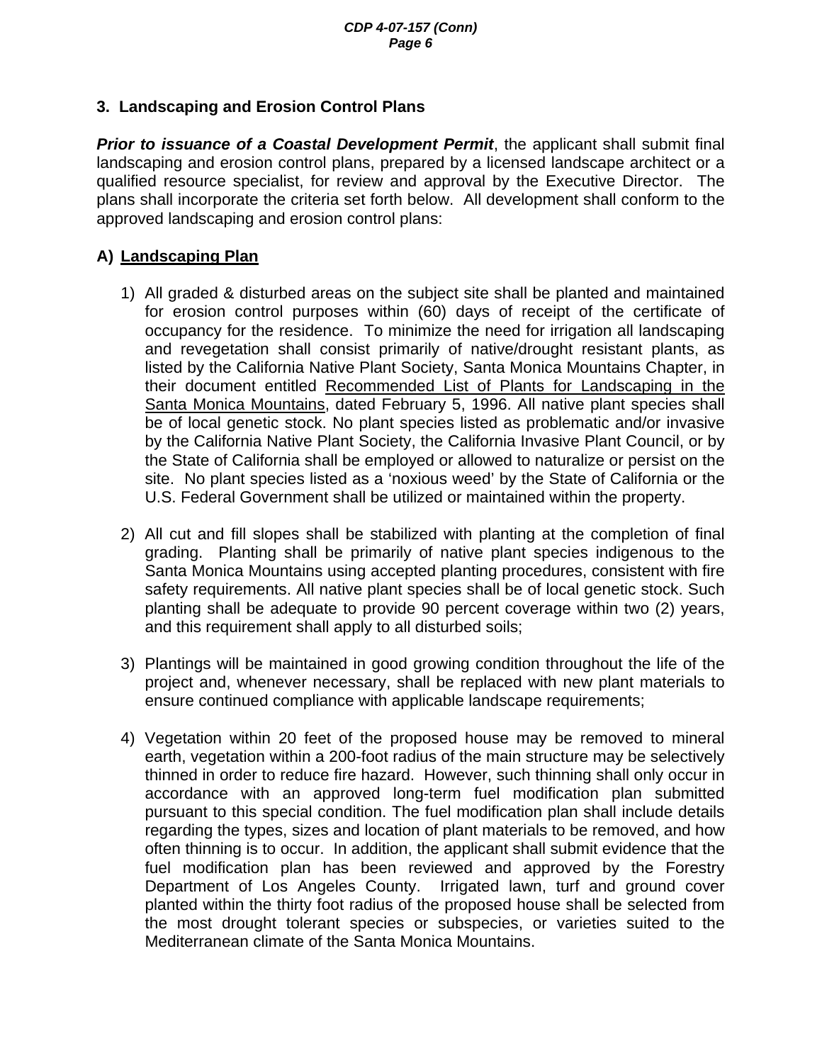### 3. Landscaping and Erosion Control Plans

***Prior to issuance of a Coastal Development Permit***, the applicant shall submit final landscaping and erosion control plans, prepared by a licensed landscape architect or a qualified resource specialist, for review and approval by the Executive Director. The plans shall incorporate the criteria set forth below. All development shall conform to the approved landscaping and erosion control plans:

**A) Landscaping Plan**

1) All graded & disturbed areas on the subject site shall be planted and maintained for erosion control purposes within (60) days of receipt of the certificate of occupancy for the residence. To minimize the need for irrigation all landscaping and revegetation shall consist primarily of native/drought resistant plants, as listed by the California Native Plant Society, Santa Monica Mountains Chapter, in their document entitled Recommended List of Plants for Landscaping in the Santa Monica Mountains, dated February 5, 1996. All native plant species shall be of local genetic stock. No plant species listed as problematic and/or invasive by the California Native Plant Society, the California Invasive Plant Council, or by the State of California shall be employed or allowed to naturalize or persist on the site. No plant species listed as a 'noxious weed' by the State of California or the U.S. Federal Government shall be utilized or maintained within the property.

2) All cut and fill slopes shall be stabilized with planting at the completion of final grading. Planting shall be primarily of native plant species indigenous to the Santa Monica Mountains using accepted planting procedures, consistent with fire safety requirements. All native plant species shall be of local genetic stock. Such planting shall be adequate to provide 90 percent coverage within two (2) years, and this requirement shall apply to all disturbed soils;

3) Plantings will be maintained in good growing condition throughout the life of the project and, whenever necessary, shall be replaced with new plant materials to ensure continued compliance with applicable landscape requirements;

4) Vegetation within 20 feet of the proposed house may be removed to mineral earth, vegetation within a 200-foot radius of the main structure may be selectively thinned in order to reduce fire hazard. However, such thinning shall only occur in accordance with an approved long-term fuel modification plan submitted pursuant to this special condition. The fuel modification plan shall include details regarding the types, sizes and location of plant materials to be removed, and how often thinning is to occur. In addition, the applicant shall submit evidence that the fuel modification plan has been reviewed and approved by the Forestry Department of Los Angeles County. Irrigated lawn, turf and ground cover planted within the thirty foot radius of the proposed house shall be selected from the most drought tolerant species or subspecies, or varieties suited to the Mediterranean climate of the Santa Monica Mountains.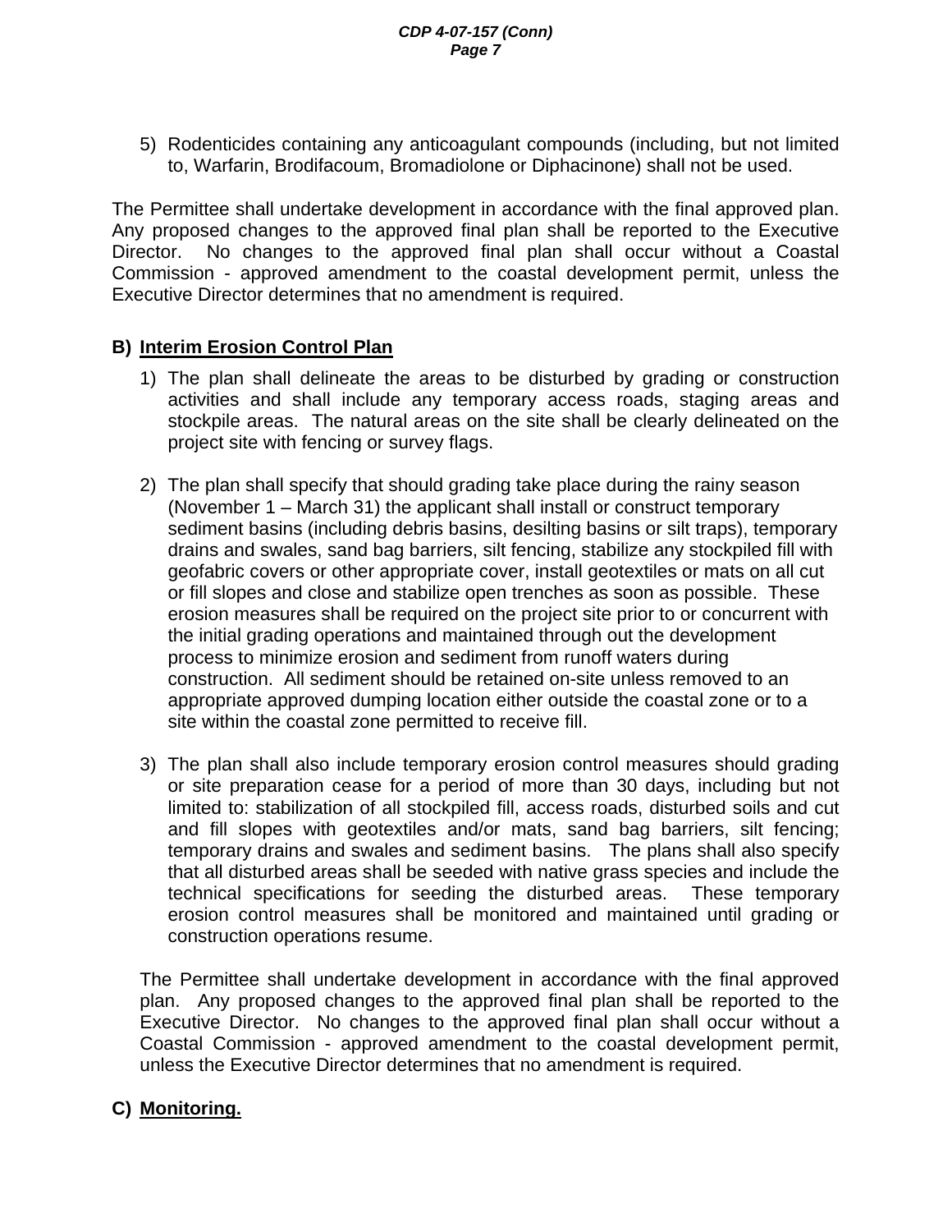5) Rodenticides containing any anticoagulant compounds (including, but not limited to, Warfarin, Brodifacoum, Bromadiolone or Diphacinone) shall not be used.

The Permittee shall undertake development in accordance with the final approved plan. Any proposed changes to the approved final plan shall be reported to the Executive Director. No changes to the approved final plan shall occur without a Coastal Commission - approved amendment to the coastal development permit, unless the Executive Director determines that no amendment is required.

**B) <u>Interim Erosion Control Plan</u>**

1) The plan shall delineate the areas to be disturbed by grading or construction activities and shall include any temporary access roads, staging areas and stockpile areas. The natural areas on the site shall be clearly delineated on the project site with fencing or survey flags.

2) The plan shall specify that should grading take place during the rainy season (November 1 – March 31) the applicant shall install or construct temporary sediment basins (including debris basins, desilting basins or silt traps), temporary drains and swales, sand bag barriers, silt fencing, stabilize any stockpiled fill with geofabric covers or other appropriate cover, install geotextiles or mats on all cut or fill slopes and close and stabilize open trenches as soon as possible. These erosion measures shall be required on the project site prior to or concurrent with the initial grading operations and maintained through out the development process to minimize erosion and sediment from runoff waters during construction. All sediment should be retained on-site unless removed to an appropriate approved dumping location either outside the coastal zone or to a site within the coastal zone permitted to receive fill.

3) The plan shall also include temporary erosion control measures should grading or site preparation cease for a period of more than 30 days, including but not limited to: stabilization of all stockpiled fill, access roads, disturbed soils and cut and fill slopes with geotextiles and/or mats, sand bag barriers, silt fencing; temporary drains and swales and sediment basins. The plans shall also specify that all disturbed areas shall be seeded with native grass species and include the technical specifications for seeding the disturbed areas. These temporary erosion control measures shall be monitored and maintained until grading or construction operations resume.

The Permittee shall undertake development in accordance with the final approved plan. Any proposed changes to the approved final plan shall be reported to the Executive Director. No changes to the approved final plan shall occur without a Coastal Commission - approved amendment to the coastal development permit, unless the Executive Director determines that no amendment is required.

**C) <u>Monitoring.</u>**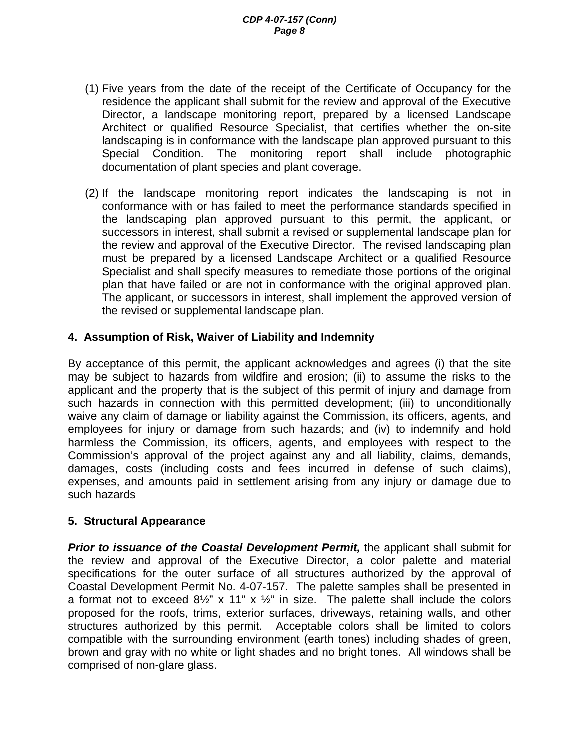(1) Five years from the date of the receipt of the Certificate of Occupancy for the residence the applicant shall submit for the review and approval of the Executive Director, a landscape monitoring report, prepared by a licensed Landscape Architect or qualified Resource Specialist, that certifies whether the on-site landscaping is in conformance with the landscape plan approved pursuant to this Special Condition. The monitoring report shall include photographic documentation of plant species and plant coverage.

(2) If the landscape monitoring report indicates the landscaping is not in conformance with or has failed to meet the performance standards specified in the landscaping plan approved pursuant to this permit, the applicant, or successors in interest, shall submit a revised or supplemental landscape plan for the review and approval of the Executive Director. The revised landscaping plan must be prepared by a licensed Landscape Architect or a qualified Resource Specialist and shall specify measures to remediate those portions of the original plan that have failed or are not in conformance with the original approved plan. The applicant, or successors in interest, shall implement the approved version of the revised or supplemental landscape plan.

**4. Assumption of Risk, Waiver of Liability and Indemnity**

By acceptance of this permit, the applicant acknowledges and agrees (i) that the site may be subject to hazards from wildfire and erosion; (ii) to assume the risks to the applicant and the property that is the subject of this permit of injury and damage from such hazards in connection with this permitted development; (iii) to unconditionally waive any claim of damage or liability against the Commission, its officers, agents, and employees for injury or damage from such hazards; and (iv) to indemnify and hold harmless the Commission, its officers, agents, and employees with respect to the Commission's approval of the project against any and all liability, claims, demands, damages, costs (including costs and fees incurred in defense of such claims), expenses, and amounts paid in settlement arising from any injury or damage due to such hazards

**5. Structural Appearance**

***Prior to issuance of the Coastal Development Permit,*** the applicant shall submit for the review and approval of the Executive Director, a color palette and material specifications for the outer surface of all structures authorized by the approval of Coastal Development Permit No. 4-07-157. The palette samples shall be presented in a format not to exceed 8½" x 11" x ½" in size. The palette shall include the colors proposed for the roofs, trims, exterior surfaces, driveways, retaining walls, and other structures authorized by this permit. Acceptable colors shall be limited to colors compatible with the surrounding environment (earth tones) including shades of green, brown and gray with no white or light shades and no bright tones. All windows shall be comprised of non-glare glass.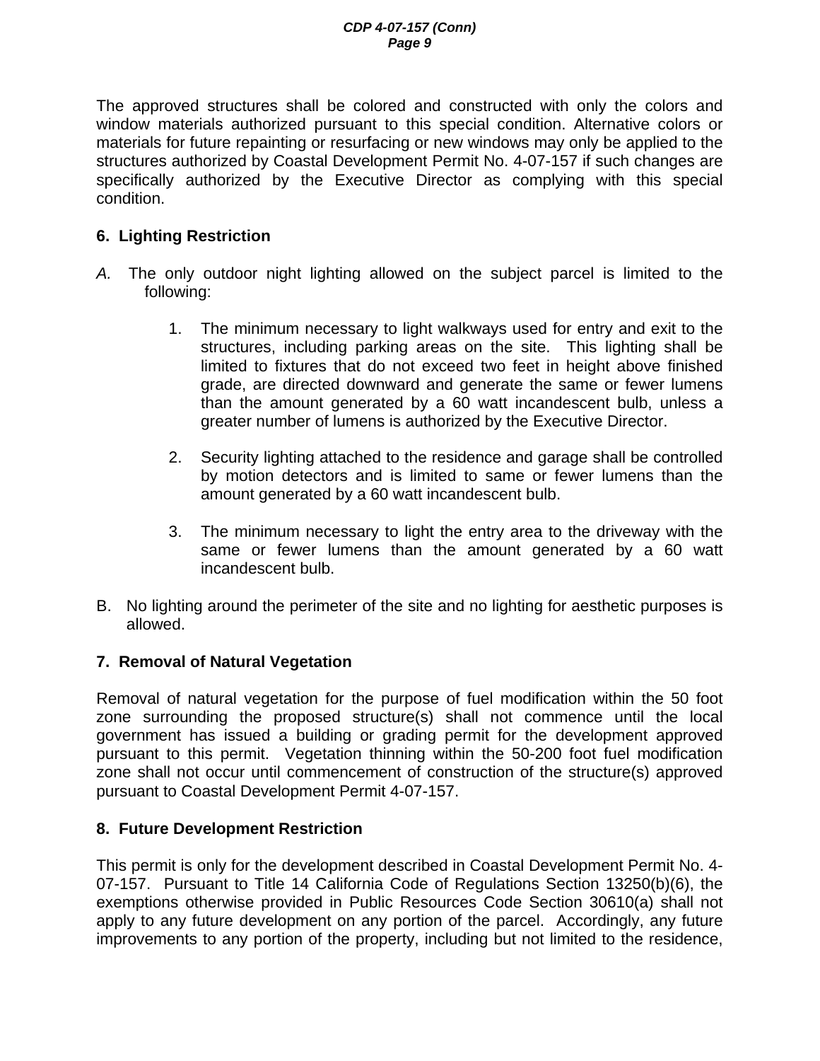The approved structures shall be colored and constructed with only the colors and window materials authorized pursuant to this special condition. Alternative colors or materials for future repainting or resurfacing or new windows may only be applied to the structures authorized by Coastal Development Permit No. 4-07-157 if such changes are specifically authorized by the Executive Director as complying with this special condition.

**6. Lighting Restriction**

*A.* The only outdoor night lighting allowed on the subject parcel is limited to the following:

1. The minimum necessary to light walkways used for entry and exit to the structures, including parking areas on the site. This lighting shall be limited to fixtures that do not exceed two feet in height above finished grade, are directed downward and generate the same or fewer lumens than the amount generated by a 60 watt incandescent bulb, unless a greater number of lumens is authorized by the Executive Director.

2. Security lighting attached to the residence and garage shall be controlled by motion detectors and is limited to same or fewer lumens than the amount generated by a 60 watt incandescent bulb.

3. The minimum necessary to light the entry area to the driveway with the same or fewer lumens than the amount generated by a 60 watt incandescent bulb.

B. No lighting around the perimeter of the site and no lighting for aesthetic purposes is allowed.

**7. Removal of Natural Vegetation**

Removal of natural vegetation for the purpose of fuel modification within the 50 foot zone surrounding the proposed structure(s) shall not commence until the local government has issued a building or grading permit for the development approved pursuant to this permit. Vegetation thinning within the 50-200 foot fuel modification zone shall not occur until commencement of construction of the structure(s) approved pursuant to Coastal Development Permit 4-07-157.

**8. Future Development Restriction**

This permit is only for the development described in Coastal Development Permit No. 4-07-157. Pursuant to Title 14 California Code of Regulations Section 13250(b)(6), the exemptions otherwise provided in Public Resources Code Section 30610(a) shall not apply to any future development on any portion of the parcel. Accordingly, any future improvements to any portion of the property, including but not limited to the residence,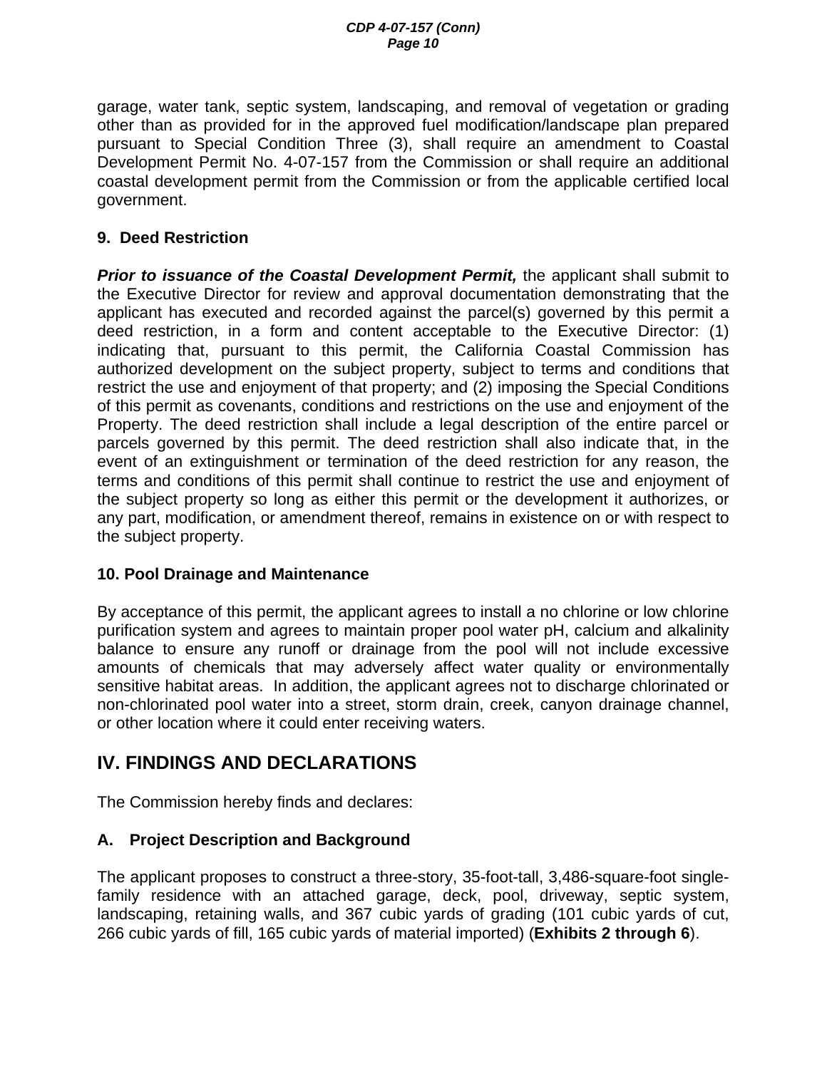garage, water tank, septic system, landscaping, and removal of vegetation or grading other than as provided for in the approved fuel modification/landscape plan prepared pursuant to Special Condition Three (3), shall require an amendment to Coastal Development Permit No. 4-07-157 from the Commission or shall require an additional coastal development permit from the Commission or from the applicable certified local government.

**9. Deed Restriction**

***Prior to issuance of the Coastal Development Permit,*** the applicant shall submit to the Executive Director for review and approval documentation demonstrating that the applicant has executed and recorded against the parcel(s) governed by this permit a deed restriction, in a form and content acceptable to the Executive Director: (1) indicating that, pursuant to this permit, the California Coastal Commission has authorized development on the subject property, subject to terms and conditions that restrict the use and enjoyment of that property; and (2) imposing the Special Conditions of this permit as covenants, conditions and restrictions on the use and enjoyment of the Property. The deed restriction shall include a legal description of the entire parcel or parcels governed by this permit. The deed restriction shall also indicate that, in the event of an extinguishment or termination of the deed restriction for any reason, the terms and conditions of this permit shall continue to restrict the use and enjoyment of the subject property so long as either this permit or the development it authorizes, or any part, modification, or amendment thereof, remains in existence on or with respect to the subject property.

**10. Pool Drainage and Maintenance**

By acceptance of this permit, the applicant agrees to install a no chlorine or low chlorine purification system and agrees to maintain proper pool water pH, calcium and alkalinity balance to ensure any runoff or drainage from the pool will not include excessive amounts of chemicals that may adversely affect water quality or environmentally sensitive habitat areas. In addition, the applicant agrees not to discharge chlorinated or non-chlorinated pool water into a street, storm drain, creek, canyon drainage channel, or other location where it could enter receiving waters.

## IV. FINDINGS AND DECLARATIONS

The Commission hereby finds and declares:

### A. Project Description and Background

The applicant proposes to construct a three-story, 35-foot-tall, 3,486-square-foot single-family residence with an attached garage, deck, pool, driveway, septic system, landscaping, retaining walls, and 367 cubic yards of grading (101 cubic yards of cut, 266 cubic yards of fill, 165 cubic yards of material imported) (**Exhibits 2 through 6**).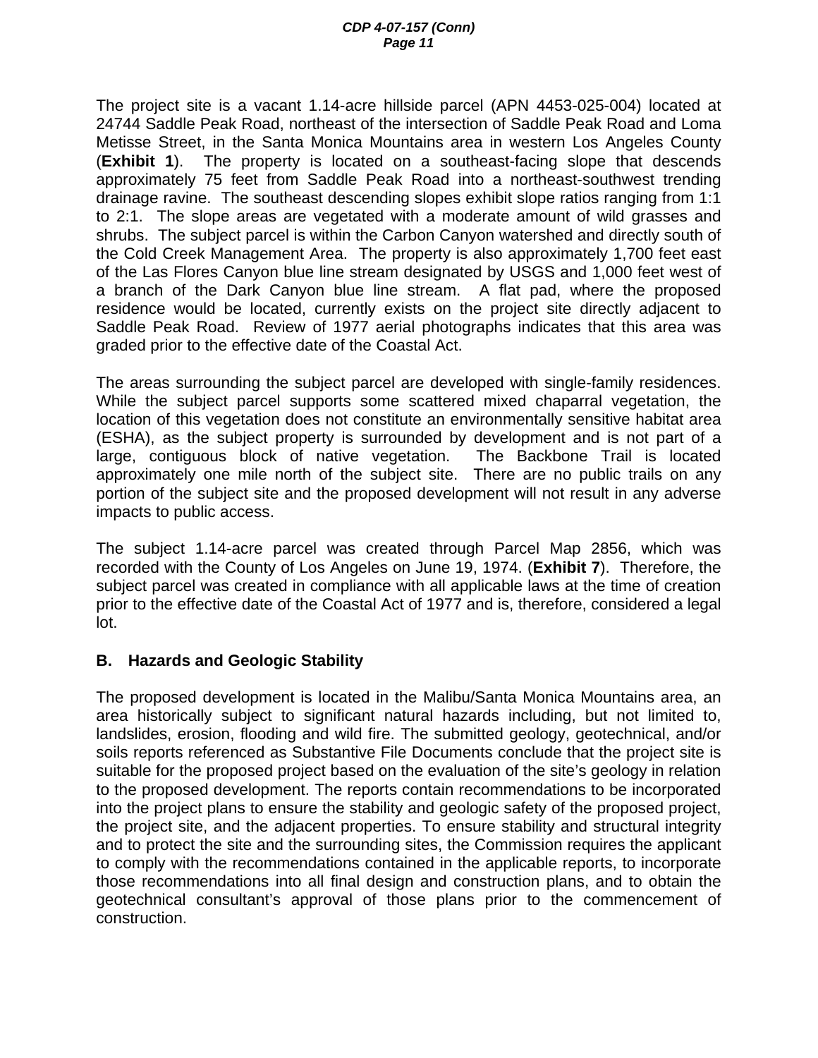The project site is a vacant 1.14-acre hillside parcel (APN 4453-025-004) located at 24744 Saddle Peak Road, northeast of the intersection of Saddle Peak Road and Loma Metisse Street, in the Santa Monica Mountains area in western Los Angeles County (**Exhibit 1**). The property is located on a southeast-facing slope that descends approximately 75 feet from Saddle Peak Road into a northeast-southwest trending drainage ravine. The southeast descending slopes exhibit slope ratios ranging from 1:1 to 2:1. The slope areas are vegetated with a moderate amount of wild grasses and shrubs. The subject parcel is within the Carbon Canyon watershed and directly south of the Cold Creek Management Area. The property is also approximately 1,700 feet east of the Las Flores Canyon blue line stream designated by USGS and 1,000 feet west of a branch of the Dark Canyon blue line stream. A flat pad, where the proposed residence would be located, currently exists on the project site directly adjacent to Saddle Peak Road. Review of 1977 aerial photographs indicates that this area was graded prior to the effective date of the Coastal Act.

The areas surrounding the subject parcel are developed with single-family residences. While the subject parcel supports some scattered mixed chaparral vegetation, the location of this vegetation does not constitute an environmentally sensitive habitat area (ESHA), as the subject property is surrounded by development and is not part of a large, contiguous block of native vegetation. The Backbone Trail is located approximately one mile north of the subject site. There are no public trails on any portion of the subject site and the proposed development will not result in any adverse impacts to public access.

The subject 1.14-acre parcel was created through Parcel Map 2856, which was recorded with the County of Los Angeles on June 19, 1974. (**Exhibit 7**). Therefore, the subject parcel was created in compliance with all applicable laws at the time of creation prior to the effective date of the Coastal Act of 1977 and is, therefore, considered a legal lot.

## B. Hazards and Geologic Stability

The proposed development is located in the Malibu/Santa Monica Mountains area, an area historically subject to significant natural hazards including, but not limited to, landslides, erosion, flooding and wild fire. The submitted geology, geotechnical, and/or soils reports referenced as Substantive File Documents conclude that the project site is suitable for the proposed project based on the evaluation of the site's geology in relation to the proposed development. The reports contain recommendations to be incorporated into the project plans to ensure the stability and geologic safety of the proposed project, the project site, and the adjacent properties. To ensure stability and structural integrity and to protect the site and the surrounding sites, the Commission requires the applicant to comply with the recommendations contained in the applicable reports, to incorporate those recommendations into all final design and construction plans, and to obtain the geotechnical consultant's approval of those plans prior to the commencement of construction.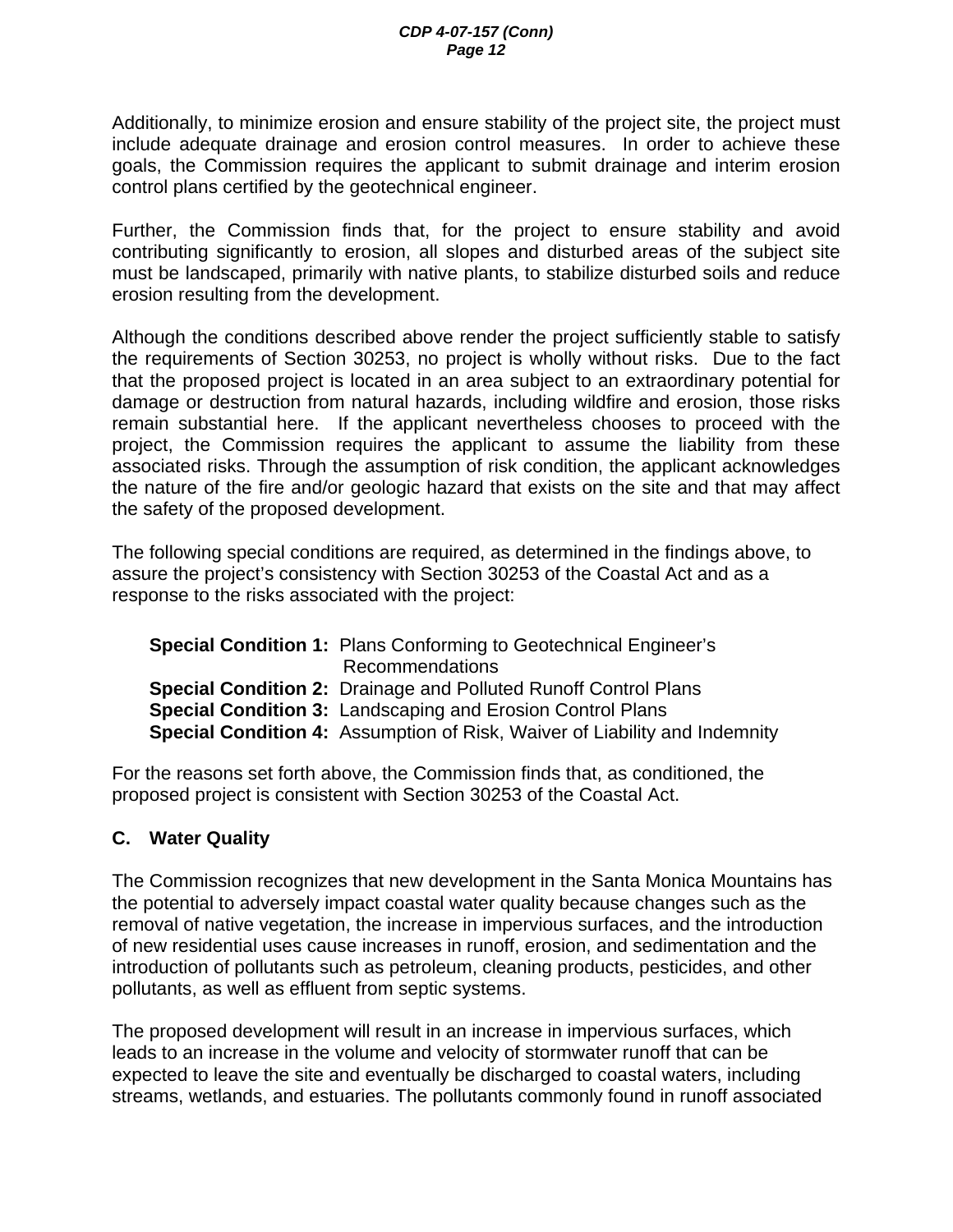Additionally, to minimize erosion and ensure stability of the project site, the project must include adequate drainage and erosion control measures. In order to achieve these goals, the Commission requires the applicant to submit drainage and interim erosion control plans certified by the geotechnical engineer.

Further, the Commission finds that, for the project to ensure stability and avoid contributing significantly to erosion, all slopes and disturbed areas of the subject site must be landscaped, primarily with native plants, to stabilize disturbed soils and reduce erosion resulting from the development.

Although the conditions described above render the project sufficiently stable to satisfy the requirements of Section 30253, no project is wholly without risks. Due to the fact that the proposed project is located in an area subject to an extraordinary potential for damage or destruction from natural hazards, including wildfire and erosion, those risks remain substantial here. If the applicant nevertheless chooses to proceed with the project, the Commission requires the applicant to assume the liability from these associated risks. Through the assumption of risk condition, the applicant acknowledges the nature of the fire and/or geologic hazard that exists on the site and that may affect the safety of the proposed development.

The following special conditions are required, as determined in the findings above, to assure the project's consistency with Section 30253 of the Coastal Act and as a response to the risks associated with the project:

**Special Condition 1:** Plans Conforming to Geotechnical Engineer's Recommendations
**Special Condition 2:** Drainage and Polluted Runoff Control Plans
**Special Condition 3:** Landscaping and Erosion Control Plans
**Special Condition 4:** Assumption of Risk, Waiver of Liability and Indemnity

For the reasons set forth above, the Commission finds that, as conditioned, the proposed project is consistent with Section 30253 of the Coastal Act.

## C. Water Quality

The Commission recognizes that new development in the Santa Monica Mountains has the potential to adversely impact coastal water quality because changes such as the removal of native vegetation, the increase in impervious surfaces, and the introduction of new residential uses cause increases in runoff, erosion, and sedimentation and the introduction of pollutants such as petroleum, cleaning products, pesticides, and other pollutants, as well as effluent from septic systems.

The proposed development will result in an increase in impervious surfaces, which leads to an increase in the volume and velocity of stormwater runoff that can be expected to leave the site and eventually be discharged to coastal waters, including streams, wetlands, and estuaries. The pollutants commonly found in runoff associated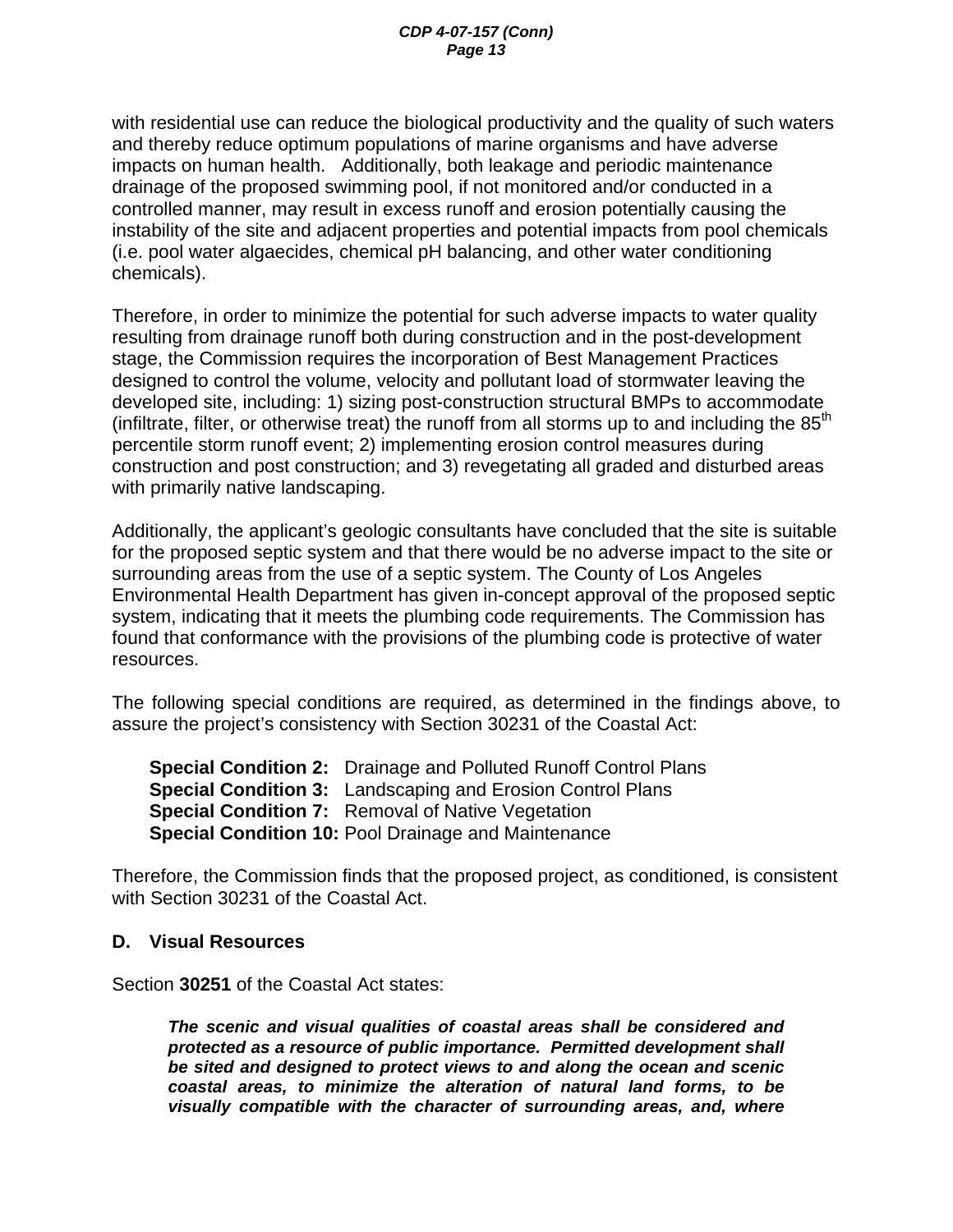with residential use can reduce the biological productivity and the quality of such waters and thereby reduce optimum populations of marine organisms and have adverse impacts on human health. Additionally, both leakage and periodic maintenance drainage of the proposed swimming pool, if not monitored and/or conducted in a controlled manner, may result in excess runoff and erosion potentially causing the instability of the site and adjacent properties and potential impacts from pool chemicals (i.e. pool water algaecides, chemical pH balancing, and other water conditioning chemicals).

Therefore, in order to minimize the potential for such adverse impacts to water quality resulting from drainage runoff both during construction and in the post-development stage, the Commission requires the incorporation of Best Management Practices designed to control the volume, velocity and pollutant load of stormwater leaving the developed site, including: 1) sizing post-construction structural BMPs to accommodate (infiltrate, filter, or otherwise treat) the runoff from all storms up to and including the $85^{th}$ percentile storm runoff event; 2) implementing erosion control measures during construction and post construction; and 3) revegetating all graded and disturbed areas with primarily native landscaping.

Additionally, the applicant's geologic consultants have concluded that the site is suitable for the proposed septic system and that there would be no adverse impact to the site or surrounding areas from the use of a septic system. The County of Los Angeles Environmental Health Department has given in-concept approval of the proposed septic system, indicating that it meets the plumbing code requirements. The Commission has found that conformance with the provisions of the plumbing code is protective of water resources.

The following special conditions are required, as determined in the findings above, to assure the project's consistency with Section 30231 of the Coastal Act:

**Special Condition 2:** Drainage and Polluted Runoff Control Plans
**Special Condition 3:** Landscaping and Erosion Control Plans
**Special Condition 7:** Removal of Native Vegetation
**Special Condition 10:** Pool Drainage and Maintenance

Therefore, the Commission finds that the proposed project, as conditioned, is consistent with Section 30231 of the Coastal Act.

## D. Visual Resources

Section **30251** of the Coastal Act states:

> ***The scenic and visual qualities of coastal areas shall be considered and protected as a resource of public importance. Permitted development shall be sited and designed to protect views to and along the ocean and scenic coastal areas, to minimize the alteration of natural land forms, to be visually compatible with the character of surrounding areas, and, where***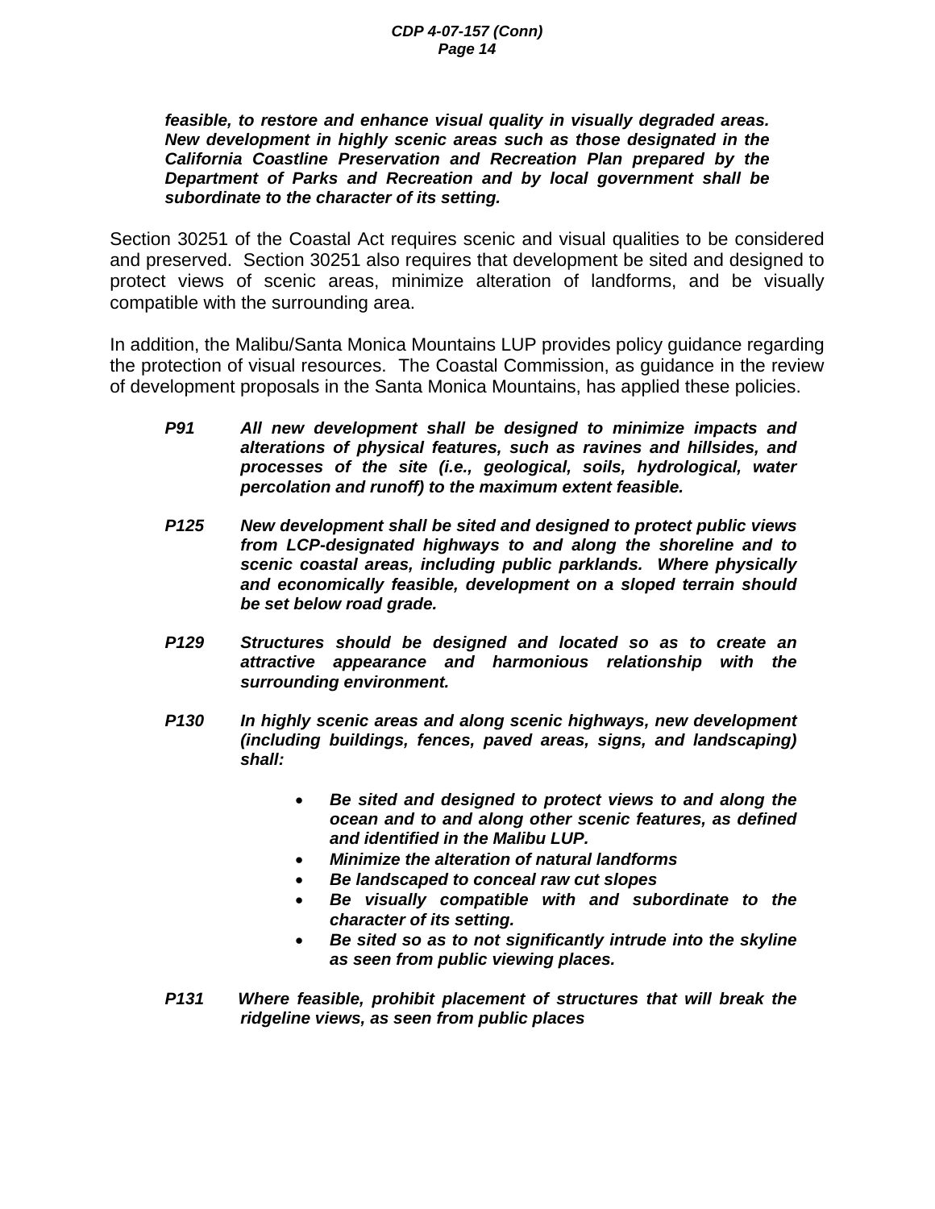***feasible, to restore and enhance visual quality in visually degraded areas. New development in highly scenic areas such as those designated in the California Coastline Preservation and Recreation Plan prepared by the Department of Parks and Recreation and by local government shall be subordinate to the character of its setting.***

Section 30251 of the Coastal Act requires scenic and visual qualities to be considered and preserved. Section 30251 also requires that development be sited and designed to protect views of scenic areas, minimize alteration of landforms, and be visually compatible with the surrounding area.

In addition, the Malibu/Santa Monica Mountains LUP provides policy guidance regarding the protection of visual resources. The Coastal Commission, as guidance in the review of development proposals in the Santa Monica Mountains, has applied these policies.

***P91*** ***All new development shall be designed to minimize impacts and alterations of physical features, such as ravines and hillsides, and processes of the site (i.e., geological, soils, hydrological, water percolation and runoff) to the maximum extent feasible.***

***P125*** ***New development shall be sited and designed to protect public views from LCP-designated highways to and along the shoreline and to scenic coastal areas, including public parklands. Where physically and economically feasible, development on a sloped terrain should be set below road grade.***

***P129*** ***Structures should be designed and located so as to create an attractive appearance and harmonious relationship with the surrounding environment.***

***P130*** ***In highly scenic areas and along scenic highways, new development (including buildings, fences, paved areas, signs, and landscaping) shall:***

- ***Be sited and designed to protect views to and along the ocean and to and along other scenic features, as defined and identified in the Malibu LUP.***
- ***Minimize the alteration of natural landforms***
- ***Be landscaped to conceal raw cut slopes***
- ***Be visually compatible with and subordinate to the character of its setting.***
- ***Be sited so as to not significantly intrude into the skyline as seen from public viewing places.***

***P131*** ***Where feasible, prohibit placement of structures that will break the ridgeline views, as seen from public places***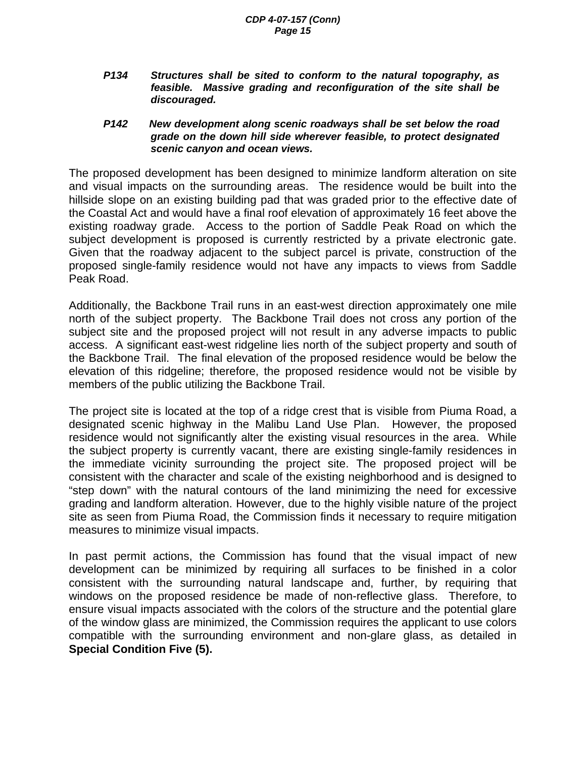***P134 Structures shall be sited to conform to the natural topography, as feasible. Massive grading and reconfiguration of the site shall be discouraged.***

***P142 New development along scenic roadways shall be set below the road grade on the down hill side wherever feasible, to protect designated scenic canyon and ocean views.***

The proposed development has been designed to minimize landform alteration on site and visual impacts on the surrounding areas. The residence would be built into the hillside slope on an existing building pad that was graded prior to the effective date of the Coastal Act and would have a final roof elevation of approximately 16 feet above the existing roadway grade. Access to the portion of Saddle Peak Road on which the subject development is proposed is currently restricted by a private electronic gate. Given that the roadway adjacent to the subject parcel is private, construction of the proposed single-family residence would not have any impacts to views from Saddle Peak Road.

Additionally, the Backbone Trail runs in an east-west direction approximately one mile north of the subject property. The Backbone Trail does not cross any portion of the subject site and the proposed project will not result in any adverse impacts to public access. A significant east-west ridgeline lies north of the subject property and south of the Backbone Trail. The final elevation of the proposed residence would be below the elevation of this ridgeline; therefore, the proposed residence would not be visible by members of the public utilizing the Backbone Trail.

The project site is located at the top of a ridge crest that is visible from Piuma Road, a designated scenic highway in the Malibu Land Use Plan. However, the proposed residence would not significantly alter the existing visual resources in the area. While the subject property is currently vacant, there are existing single-family residences in the immediate vicinity surrounding the project site. The proposed project will be consistent with the character and scale of the existing neighborhood and is designed to "step down" with the natural contours of the land minimizing the need for excessive grading and landform alteration. However, due to the highly visible nature of the project site as seen from Piuma Road, the Commission finds it necessary to require mitigation measures to minimize visual impacts.

In past permit actions, the Commission has found that the visual impact of new development can be minimized by requiring all surfaces to be finished in a color consistent with the surrounding natural landscape and, further, by requiring that windows on the proposed residence be made of non-reflective glass. Therefore, to ensure visual impacts associated with the colors of the structure and the potential glare of the window glass are minimized, the Commission requires the applicant to use colors compatible with the surrounding environment and non-glare glass, as detailed in **Special Condition Five (5).**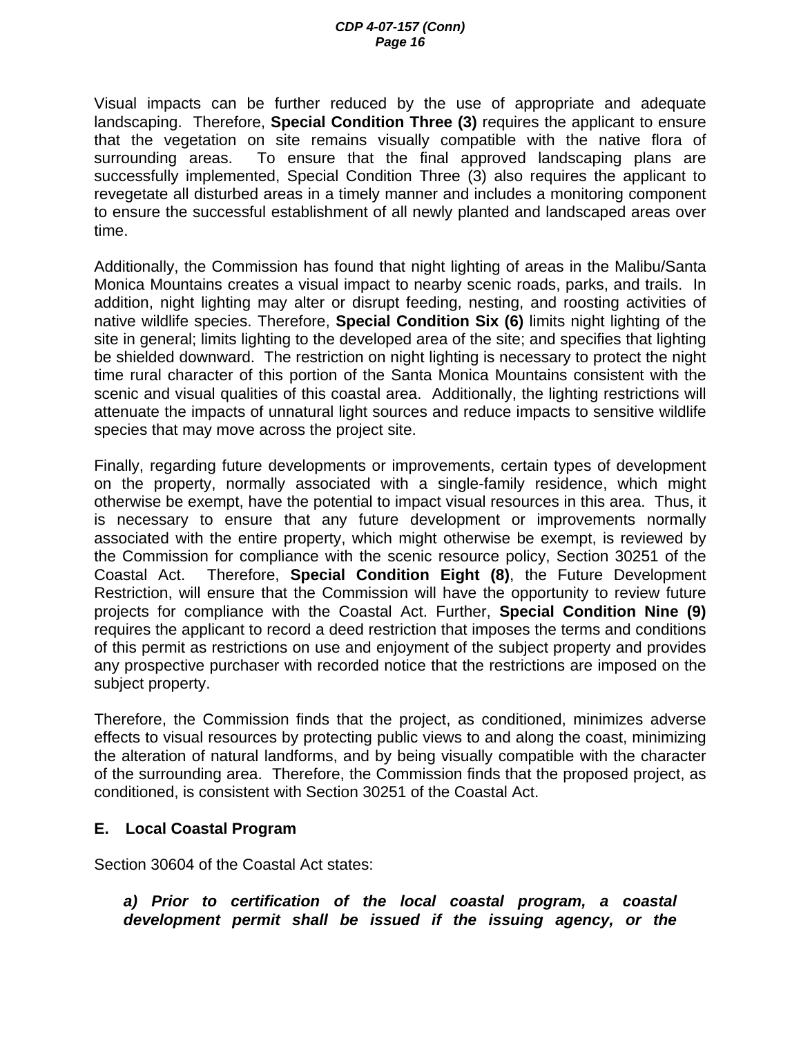Visual impacts can be further reduced by the use of appropriate and adequate landscaping. Therefore, **Special Condition Three (3)** requires the applicant to ensure that the vegetation on site remains visually compatible with the native flora of surrounding areas. To ensure that the final approved landscaping plans are successfully implemented, Special Condition Three (3) also requires the applicant to revegetate all disturbed areas in a timely manner and includes a monitoring component to ensure the successful establishment of all newly planted and landscaped areas over time.

Additionally, the Commission has found that night lighting of areas in the Malibu/Santa Monica Mountains creates a visual impact to nearby scenic roads, parks, and trails. In addition, night lighting may alter or disrupt feeding, nesting, and roosting activities of native wildlife species. Therefore, **Special Condition Six (6)** limits night lighting of the site in general; limits lighting to the developed area of the site; and specifies that lighting be shielded downward. The restriction on night lighting is necessary to protect the night time rural character of this portion of the Santa Monica Mountains consistent with the scenic and visual qualities of this coastal area. Additionally, the lighting restrictions will attenuate the impacts of unnatural light sources and reduce impacts to sensitive wildlife species that may move across the project site.

Finally, regarding future developments or improvements, certain types of development on the property, normally associated with a single-family residence, which might otherwise be exempt, have the potential to impact visual resources in this area. Thus, it is necessary to ensure that any future development or improvements normally associated with the entire property, which might otherwise be exempt, is reviewed by the Commission for compliance with the scenic resource policy, Section 30251 of the Coastal Act. Therefore, **Special Condition Eight (8)**, the Future Development Restriction, will ensure that the Commission will have the opportunity to review future projects for compliance with the Coastal Act. Further, **Special Condition Nine (9)** requires the applicant to record a deed restriction that imposes the terms and conditions of this permit as restrictions on use and enjoyment of the subject property and provides any prospective purchaser with recorded notice that the restrictions are imposed on the subject property.

Therefore, the Commission finds that the project, as conditioned, minimizes adverse effects to visual resources by protecting public views to and along the coast, minimizing the alteration of natural landforms, and by being visually compatible with the character of the surrounding area. Therefore, the Commission finds that the proposed project, as conditioned, is consistent with Section 30251 of the Coastal Act.

## E. Local Coastal Program

Section 30604 of the Coastal Act states:

> ***a) Prior to certification of the local coastal program, a coastal development permit shall be issued if the issuing agency, or the***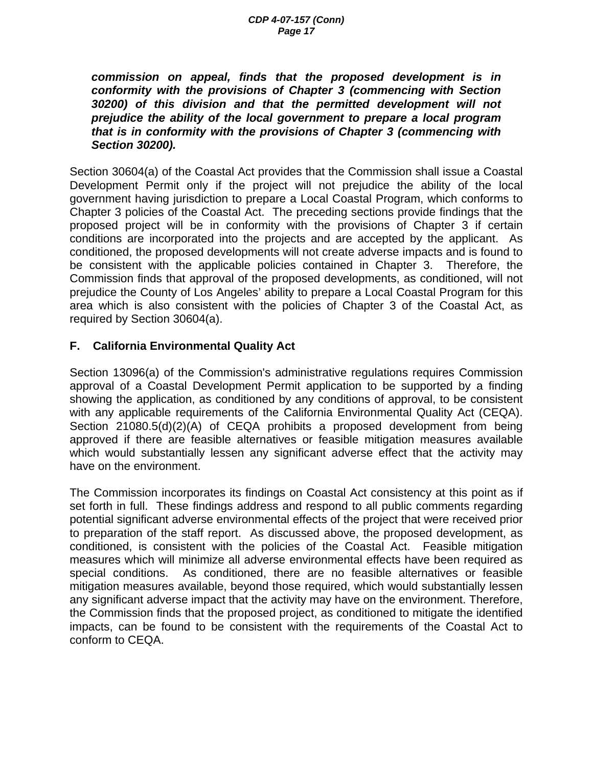> ***commission on appeal, finds that the proposed development is in conformity with the provisions of Chapter 3 (commencing with Section 30200) of this division and that the permitted development will not prejudice the ability of the local government to prepare a local program that is in conformity with the provisions of Chapter 3 (commencing with Section 30200).***

Section 30604(a) of the Coastal Act provides that the Commission shall issue a Coastal Development Permit only if the project will not prejudice the ability of the local government having jurisdiction to prepare a Local Coastal Program, which conforms to Chapter 3 policies of the Coastal Act. The preceding sections provide findings that the proposed project will be in conformity with the provisions of Chapter 3 if certain conditions are incorporated into the projects and are accepted by the applicant. As conditioned, the proposed developments will not create adverse impacts and is found to be consistent with the applicable policies contained in Chapter 3. Therefore, the Commission finds that approval of the proposed developments, as conditioned, will not prejudice the County of Los Angeles' ability to prepare a Local Coastal Program for this area which is also consistent with the policies of Chapter 3 of the Coastal Act, as required by Section 30604(a).

## F. California Environmental Quality Act

Section 13096(a) of the Commission's administrative regulations requires Commission approval of a Coastal Development Permit application to be supported by a finding showing the application, as conditioned by any conditions of approval, to be consistent with any applicable requirements of the California Environmental Quality Act (CEQA). Section 21080.5(d)(2)(A) of CEQA prohibits a proposed development from being approved if there are feasible alternatives or feasible mitigation measures available which would substantially lessen any significant adverse effect that the activity may have on the environment.

The Commission incorporates its findings on Coastal Act consistency at this point as if set forth in full. These findings address and respond to all public comments regarding potential significant adverse environmental effects of the project that were received prior to preparation of the staff report. As discussed above, the proposed development, as conditioned, is consistent with the policies of the Coastal Act. Feasible mitigation measures which will minimize all adverse environmental effects have been required as special conditions. As conditioned, there are no feasible alternatives or feasible mitigation measures available, beyond those required, which would substantially lessen any significant adverse impact that the activity may have on the environment. Therefore, the Commission finds that the proposed project, as conditioned to mitigate the identified impacts, can be found to be consistent with the requirements of the Coastal Act to conform to CEQA.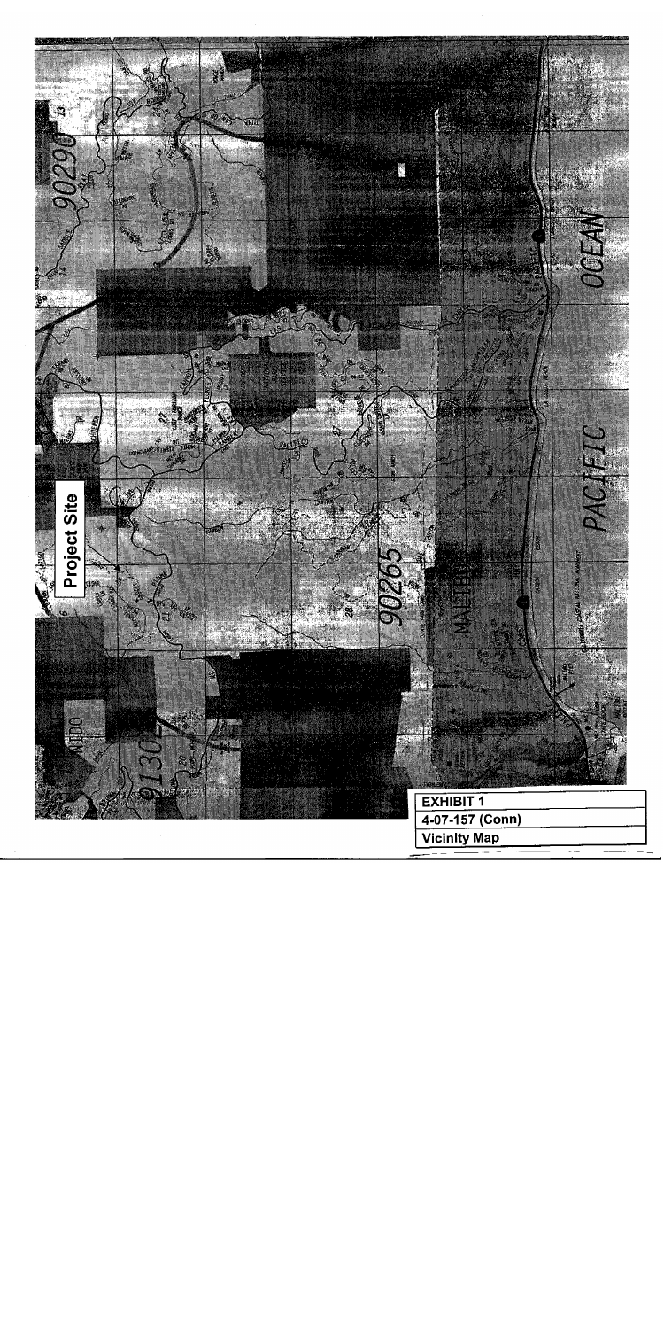Project Site

EXHIBIT 1

4-07-157 (Conn)

Vicinity Map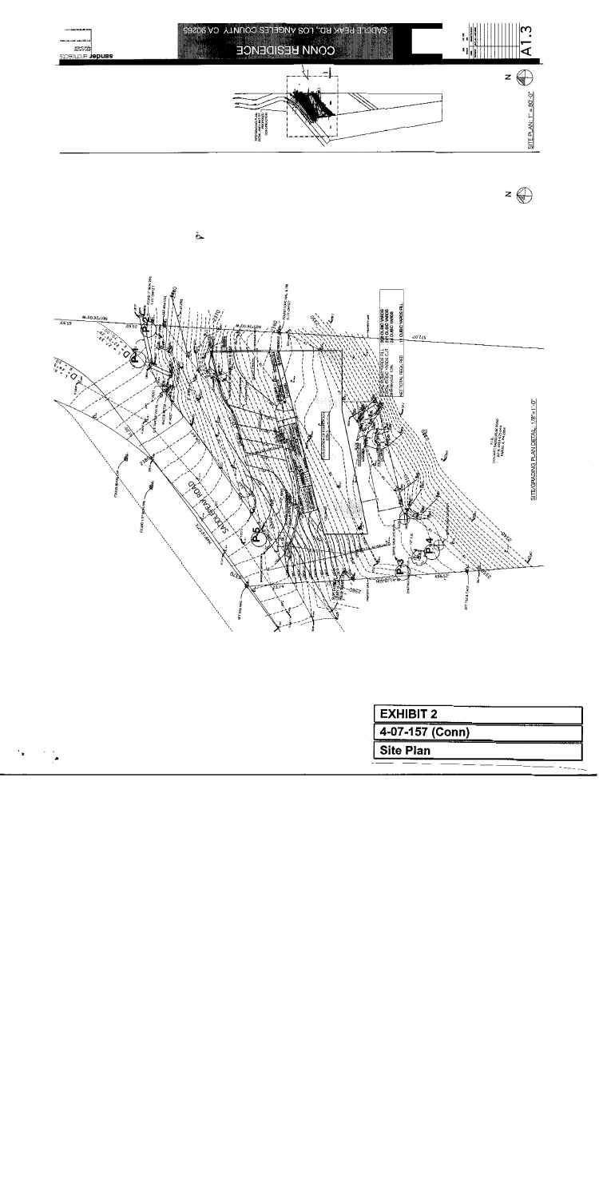**EXHIBIT 2**

**4-07-157 (Conn)**

**Site Plan**

CONN RESIDENCE

SADDLE PEAK RD., LOS ANGELES COUNTY, CA 90265

sander architects

A1.3

SITE PLAN: 1" = 80'-0"

SITE/GRADING PLAN DETAIL: 1/8"=1'-0"

SADDLE PEAK ROAD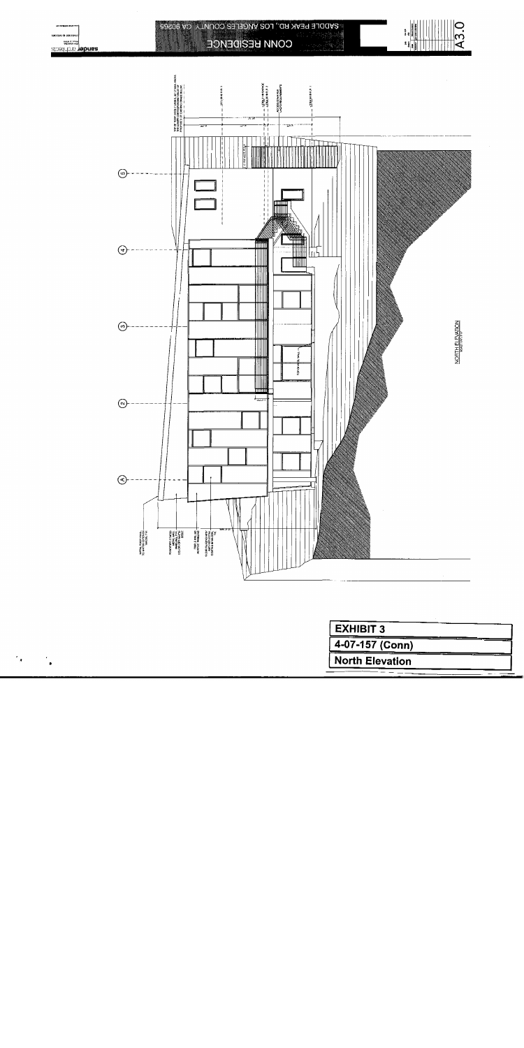CONN RESIDENCE

SADDLE PEAK RD., LOS ANGELES COUNTY, CA 90265

sander architects

A3.0

NORTH ELEVATION

EXHIBIT 3

4-07-157 (Conn)

North Elevation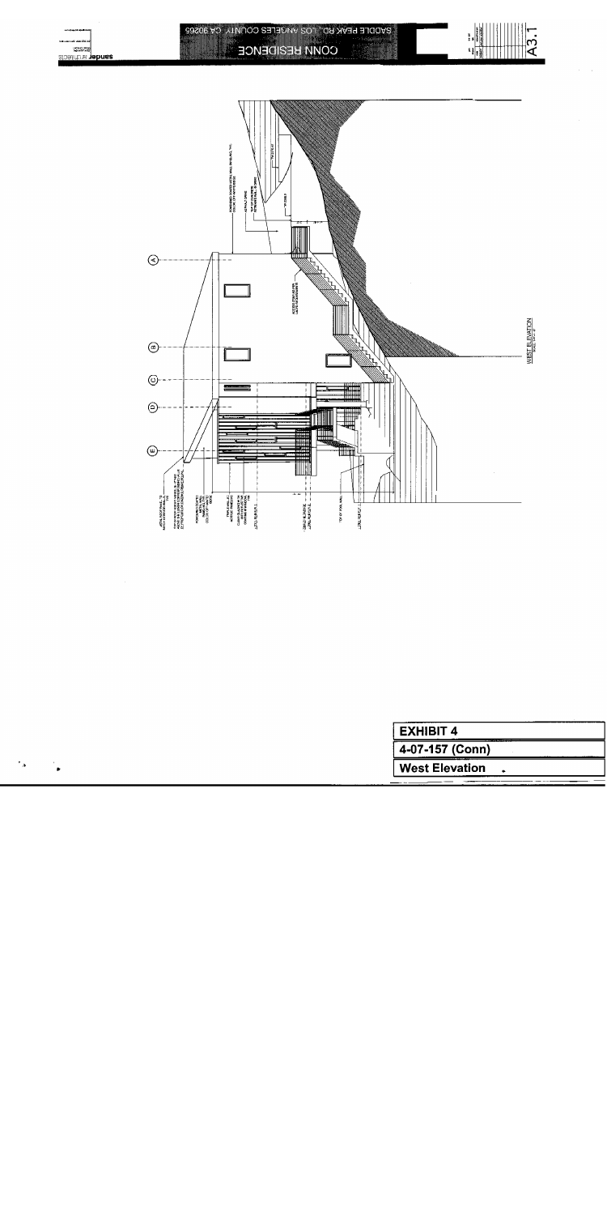CONN RESIDENCE

SADDLE PEAK RD., LOS ANGELES COUNTY, CA 90265

A3.1

WEST ELEVATION

| EXHIBIT 4 |
| --- |
| 4-07-157 (Conn) |
| West Elevation |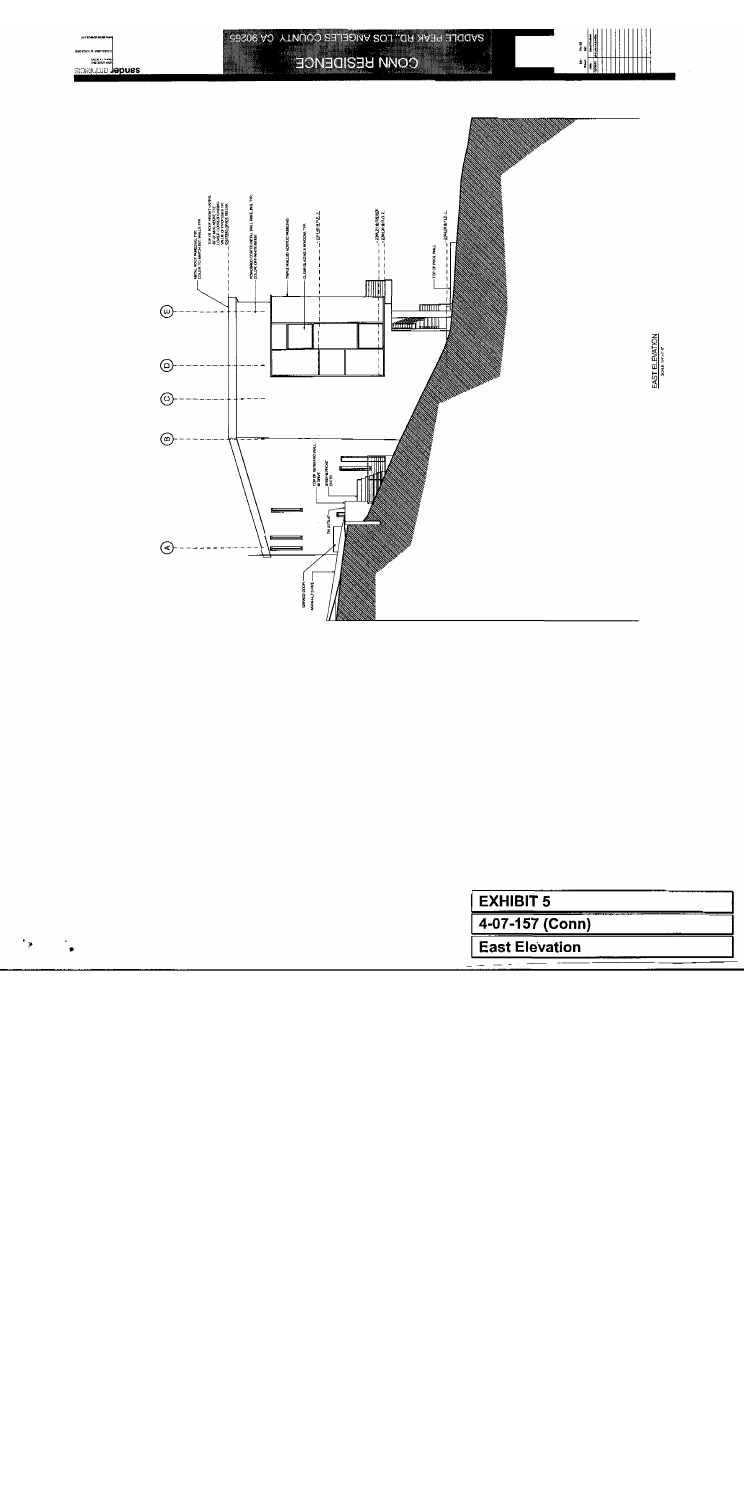CONN RESIDENCE

SADDLE PEAK RD., LOS ANGELES COUNTY, CA 90265

EAST ELEVATION

| EXHIBIT 5 |
|---|
| 4-07-157 (Conn) |
| East Elevation |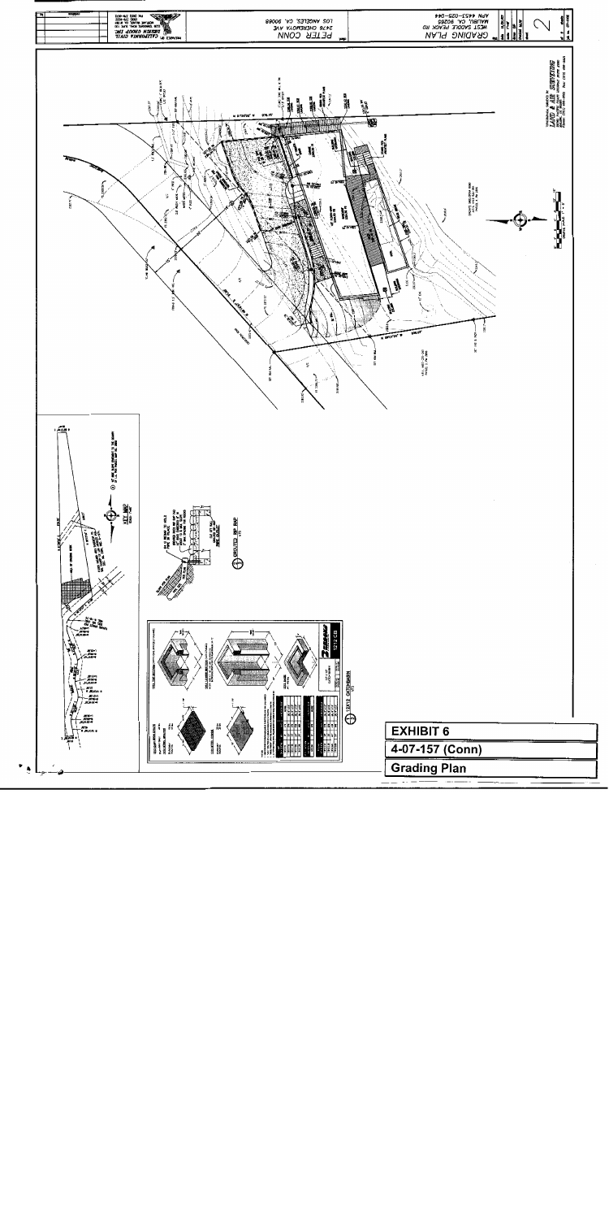# EXHIBIT 6

## 4-07-157 (Conn)

## Grading Plan

GRADING PLAN
APN 4453-025-044
WEST SADDLE PEAK RD
MALIBU, CA. 90265

PETER CONN
2478 CHEREMOYA AVE
LOS ANGELES, CA. 90068

PREPARED BY: CALIFORNIA CIVIL DESIGN GROUP INC.

LAND & AIR SURVEYING

KEY MAP

GROUTED RIP RAP

1212 CATCHBASIN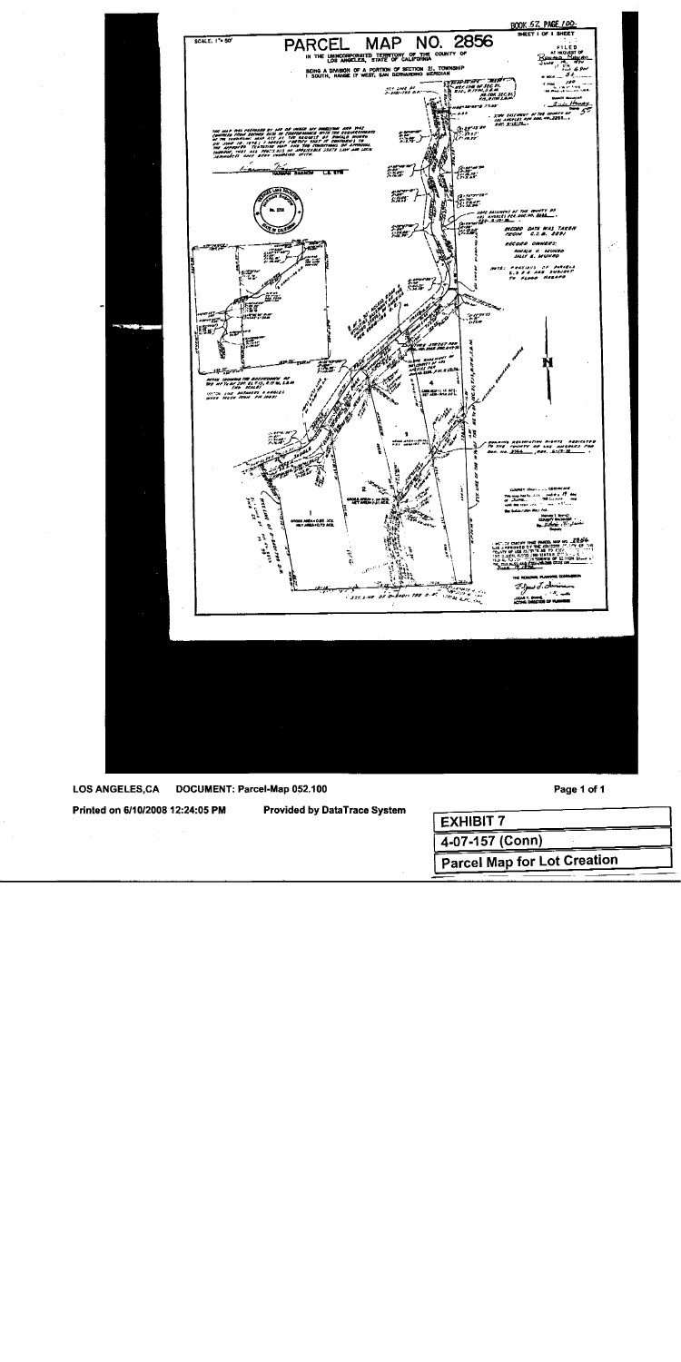BOOK 52 PAGE 100

SCALE: 1" = 50'

SHEET 1 OF 1 SHEET

# PARCEL MAP NO. 2856

IN THE UNINCORPORATED TERRITORY OF THE COUNTY OF LOS ANGELES, STATE OF CALIFORNIA

BEING A DIVISION OF A PORTION OF SECTION 21, TOWNSHIP 1 SOUTH, RANGE 17 WEST, SAN BERNARDINO MERIDIAN

THIS MAP WAS PREPARED BY ME OR UNDER MY DIRECTION AND WAS COMPILED FROM RECORD DATA IN CONFORMANCE WITH THE REQUIREMENTS OF THE SUBDIVISION MAP ACT AT THE REQUEST OF RONALD MUNRO ON JUNE 10, 1976. I HEREBY CERTIFY THAT IT CONFORMS TO THE APPROVED TENTATIVE MAP AND THE CONDITIONS OF APPROVAL THEREOF, THAT ALL PROVISIONS OF APPLICABLE STATE LAW AND LOCAL ORDINANCES HAVE BEEN COMPLIED WITH.

HANSON BARROW L.S. 2718

RECORD DATA WAS TAKEN FROM C.S.B. 2291

RECORD OWNERS:

RONALD K. MUNRO

SALLY E. MUNRO

NOTE: PORTIONS OF PARCELS 1, 2, 3 & 4 ARE SUBJECT TO FLOOD HAZARD

DRAINAGE RESERVATION RIGHTS DEDICATED TO THE COUNTY OF LOS ANGELES PER DOC. NO. 2766

1

2

3

4

N

THE REGIONAL PLANNING COMMISSION

ACTING DIRECTOR OF PLANNING

LOS ANGELES,CA DOCUMENT: Parcel-Map 052.100

Printed on 6/10/2008 12:24:05 PM Provided by DataTrace System

**EXHIBIT 7**

**4-07-157 (Conn)**

**Parcel Map for Lot Creation**